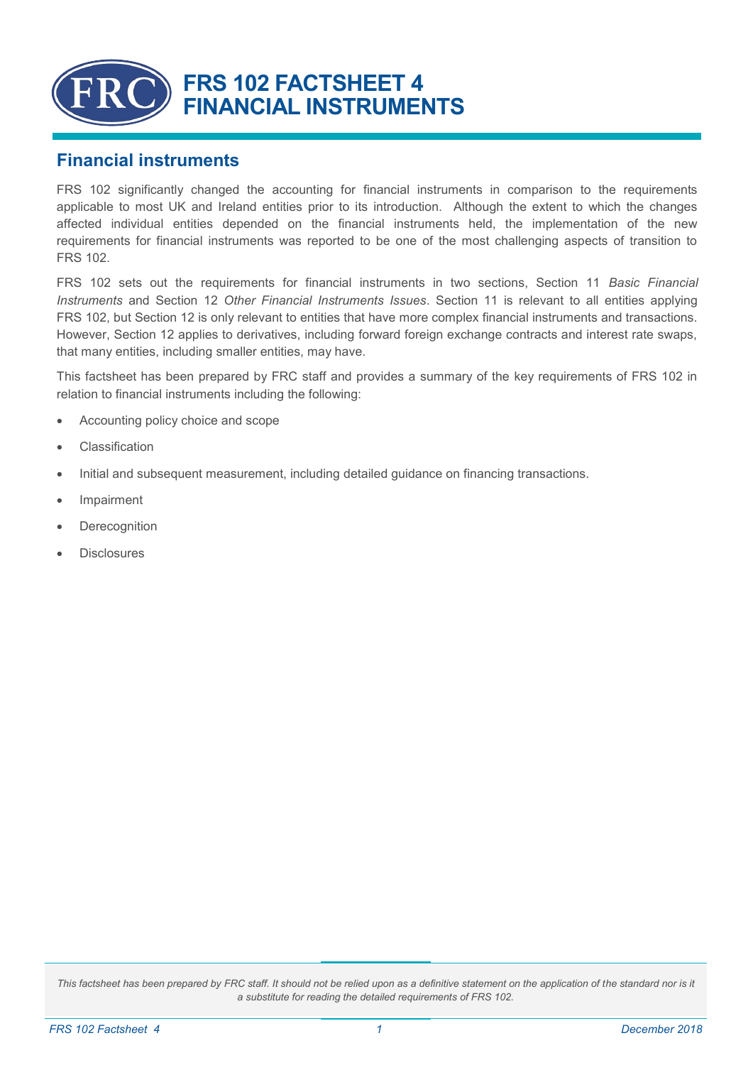# FRS 102 FACTSHEET 4
# FINANCIAL INSTRUMENTS

## Financial instruments

FRS 102 significantly changed the accounting for financial instruments in comparison to the requirements applicable to most UK and Ireland entities prior to its introduction. Although the extent to which the changes affected individual entities depended on the financial instruments held, the implementation of the new requirements for financial instruments was reported to be one of the most challenging aspects of transition to FRS 102.

FRS 102 sets out the requirements for financial instruments in two sections, Section 11 *Basic Financial Instruments* and Section 12 *Other Financial Instruments Issues*. Section 11 is relevant to all entities applying FRS 102, but Section 12 is only relevant to entities that have more complex financial instruments and transactions. However, Section 12 applies to derivatives, including forward foreign exchange contracts and interest rate swaps, that many entities, including smaller entities, may have.

This factsheet has been prepared by FRC staff and provides a summary of the key requirements of FRS 102 in relation to financial instruments including the following:

- Accounting policy choice and scope
- Classification
- Initial and subsequent measurement, including detailed guidance on financing transactions.
- Impairment
- Derecognition
- Disclosures

*This factsheet has been prepared by FRC staff. It should not be relied upon as a definitive statement on the application of the standard nor is it a substitute for reading the detailed requirements of FRS 102.*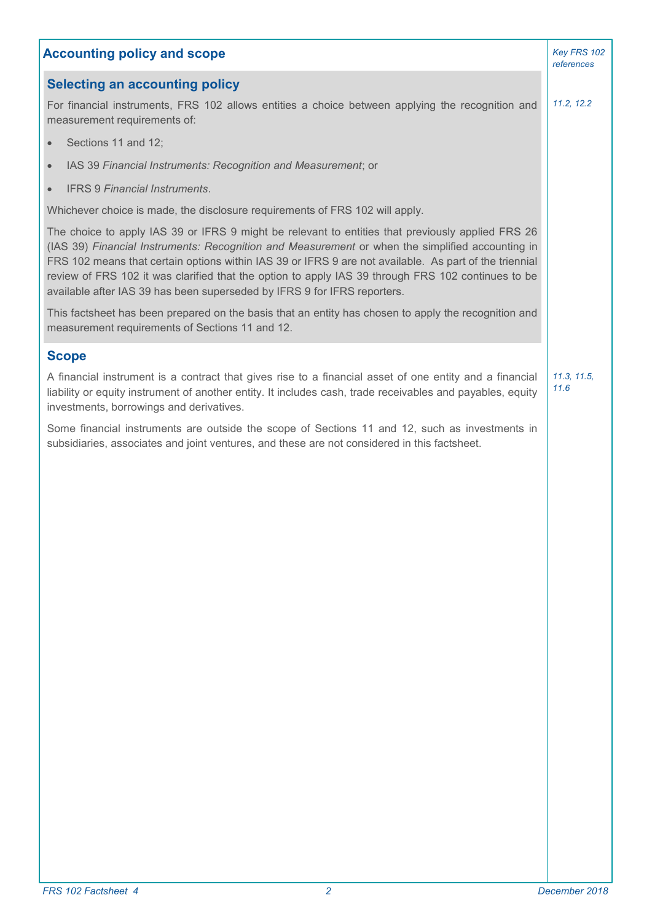## Accounting policy and scope

*Key FRS 102 references*

### Selecting an accounting policy

*11.2, 12.2*

For financial instruments, FRS 102 allows entities a choice between applying the recognition and measurement requirements of:

- Sections 11 and 12;
- IAS 39 *Financial Instruments: Recognition and Measurement*; or
- IFRS 9 *Financial Instruments*.

Whichever choice is made, the disclosure requirements of FRS 102 will apply.

The choice to apply IAS 39 or IFRS 9 might be relevant to entities that previously applied FRS 26 (IAS 39) *Financial Instruments: Recognition and Measurement* or when the simplified accounting in FRS 102 means that certain options within IAS 39 or IFRS 9 are not available. As part of the triennial review of FRS 102 it was clarified that the option to apply IAS 39 through FRS 102 continues to be available after IAS 39 has been superseded by IFRS 9 for IFRS reporters.

This factsheet has been prepared on the basis that an entity has chosen to apply the recognition and measurement requirements of Sections 11 and 12.

### Scope

*11.3, 11.5, 11.6*

A financial instrument is a contract that gives rise to a financial asset of one entity and a financial liability or equity instrument of another entity. It includes cash, trade receivables and payables, equity investments, borrowings and derivatives.

Some financial instruments are outside the scope of Sections 11 and 12, such as investments in subsidiaries, associates and joint ventures, and these are not considered in this factsheet.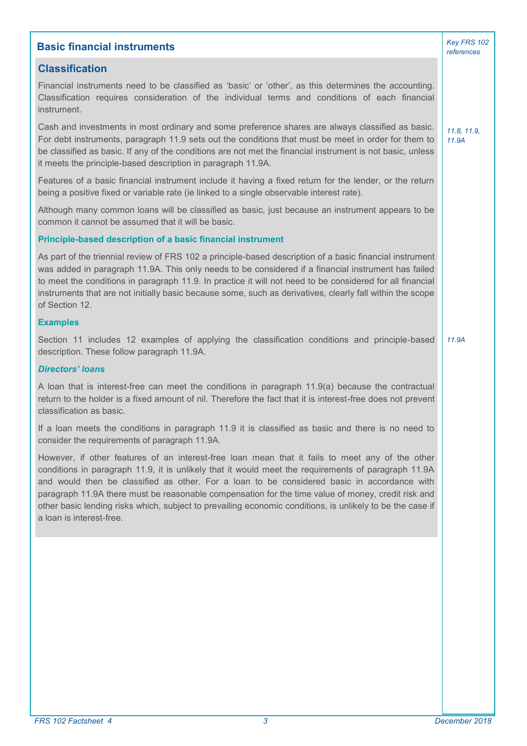## Basic financial instruments

*Key FRS 102 references*

### Classification

Financial instruments need to be classified as 'basic' or 'other', as this determines the accounting. Classification requires consideration of the individual terms and conditions of each financial instrument.

Cash and investments in most ordinary and some preference shares are always classified as basic. For debt instruments, paragraph 11.9 sets out the conditions that must be meet in order for them to be classified as basic. If any of the conditions are not met the financial instrument is not basic, unless it meets the principle-based description in paragraph 11.9A. *11.8, 11.9, 11.9A*

Features of a basic financial instrument include it having a fixed return for the lender, or the return being a positive fixed or variable rate (ie linked to a single observable interest rate).

Although many common loans will be classified as basic, just because an instrument appears to be common it cannot be assumed that it will be basic.

#### Principle-based description of a basic financial instrument

As part of the triennial review of FRS 102 a principle-based description of a basic financial instrument was added in paragraph 11.9A. This only needs to be considered if a financial instrument has failed to meet the conditions in paragraph 11.9. In practice it will not need to be considered for all financial instruments that are not initially basic because some, such as derivatives, clearly fall within the scope of Section 12.

#### Examples

Section 11 includes 12 examples of applying the classification conditions and principle-based description. These follow paragraph 11.9A. *11.9A*

#### *Directors' loans*

A loan that is interest-free can meet the conditions in paragraph 11.9(a) because the contractual return to the holder is a fixed amount of nil. Therefore the fact that it is interest-free does not prevent classification as basic.

If a loan meets the conditions in paragraph 11.9 it is classified as basic and there is no need to consider the requirements of paragraph 11.9A.

However, if other features of an interest-free loan mean that it fails to meet any of the other conditions in paragraph 11.9, it is unlikely that it would meet the requirements of paragraph 11.9A and would then be classified as other. For a loan to be considered basic in accordance with paragraph 11.9A there must be reasonable compensation for the time value of money, credit risk and other basic lending risks which, subject to prevailing economic conditions, is unlikely to be the case if a loan is interest-free.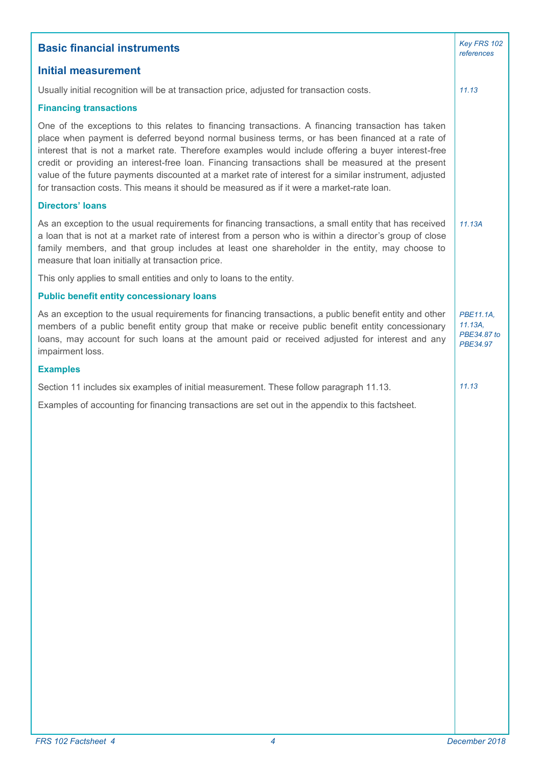## Basic financial instruments

*Key FRS 102 references*

### Initial measurement

Usually initial recognition will be at transaction price, adjusted for transaction costs. *11.13*

#### Financing transactions

One of the exceptions to this relates to financing transactions. A financing transaction has taken place when payment is deferred beyond normal business terms, or has been financed at a rate of interest that is not a market rate. Therefore examples would include offering a buyer interest-free credit or providing an interest-free loan. Financing transactions shall be measured at the present value of the future payments discounted at a market rate of interest for a similar instrument, adjusted for transaction costs. This means it should be measured as if it were a market-rate loan.

#### Directors' loans

As an exception to the usual requirements for financing transactions, a small entity that has received a loan that is not at a market rate of interest from a person who is within a director's group of close family members, and that group includes at least one shareholder in the entity, may choose to measure that loan initially at transaction price. *11.13A*

This only applies to small entities and only to loans to the entity.

#### Public benefit entity concessionary loans

As an exception to the usual requirements for financing transactions, a public benefit entity and other members of a public benefit entity group that make or receive public benefit entity concessionary loans, may account for such loans at the amount paid or received adjusted for interest and any impairment loss. *PBE11.1A, 11.13A, PBE34.87 to PBE34.97*

#### Examples

Section 11 includes six examples of initial measurement. These follow paragraph 11.13. *11.13*

Examples of accounting for financing transactions are set out in the appendix to this factsheet.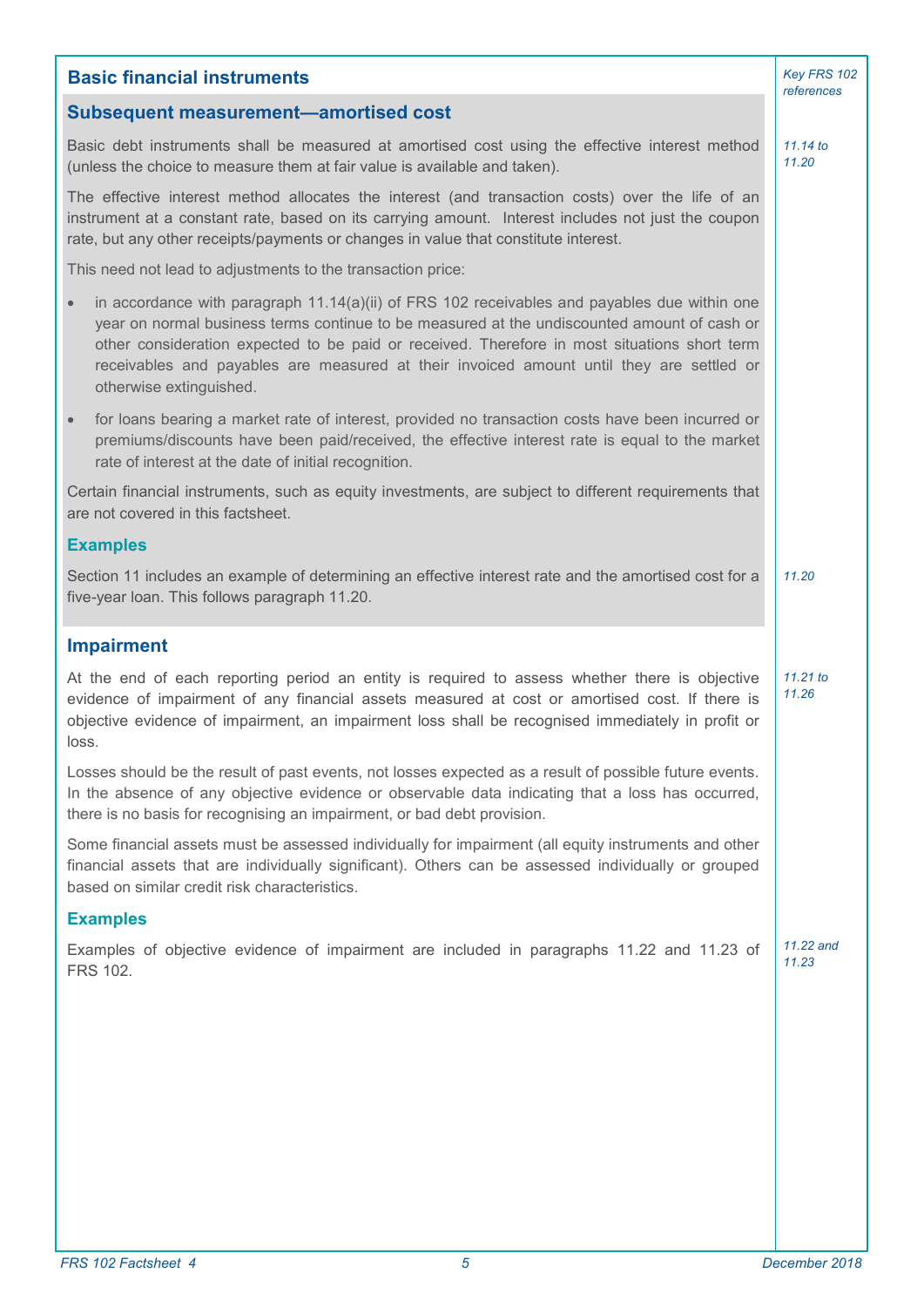## Basic financial instruments

*Key FRS 102 references*

### Subsequent measurement—amortised cost

Basic debt instruments shall be measured at amortised cost using the effective interest method (unless the choice to measure them at fair value is available and taken). *11.14 to 11.20*

The effective interest method allocates the interest (and transaction costs) over the life of an instrument at a constant rate, based on its carrying amount. Interest includes not just the coupon rate, but any other receipts/payments or changes in value that constitute interest.

This need not lead to adjustments to the transaction price:

- in accordance with paragraph 11.14(a)(ii) of FRS 102 receivables and payables due within one year on normal business terms continue to be measured at the undiscounted amount of cash or other consideration expected to be paid or received. Therefore in most situations short term receivables and payables are measured at their invoiced amount until they are settled or otherwise extinguished.
- for loans bearing a market rate of interest, provided no transaction costs have been incurred or premiums/discounts have been paid/received, the effective interest rate is equal to the market rate of interest at the date of initial recognition.

Certain financial instruments, such as equity investments, are subject to different requirements that are not covered in this factsheet.

#### Examples

Section 11 includes an example of determining an effective interest rate and the amortised cost for a five-year loan. This follows paragraph 11.20. *11.20*

### Impairment

At the end of each reporting period an entity is required to assess whether there is objective evidence of impairment of any financial assets measured at cost or amortised cost. If there is objective evidence of impairment, an impairment loss shall be recognised immediately in profit or loss. *11.21 to 11.26*

Losses should be the result of past events, not losses expected as a result of possible future events. In the absence of any objective evidence or observable data indicating that a loss has occurred, there is no basis for recognising an impairment, or bad debt provision.

Some financial assets must be assessed individually for impairment (all equity instruments and other financial assets that are individually significant). Others can be assessed individually or grouped based on similar credit risk characteristics.

#### Examples

Examples of objective evidence of impairment are included in paragraphs 11.22 and 11.23 of FRS 102. *11.22 and 11.23*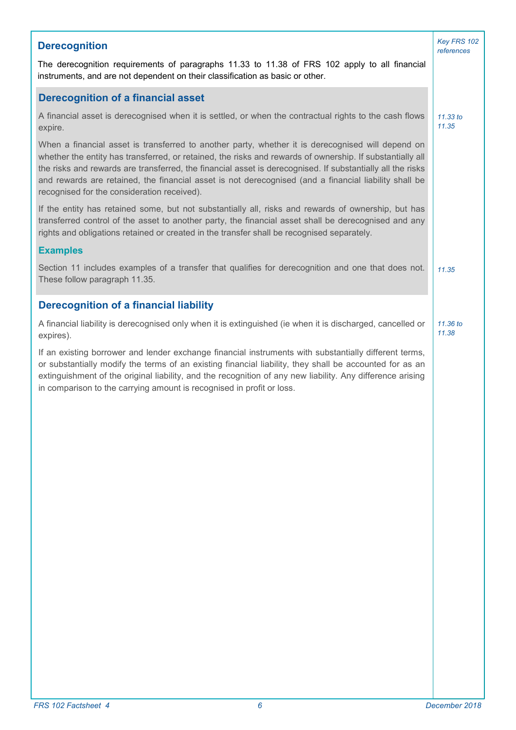## Derecognition

*Key FRS 102 references*

The derecognition requirements of paragraphs 11.33 to 11.38 of FRS 102 apply to all financial instruments, and are not dependent on their classification as basic or other.

### Derecognition of a financial asset

*11.33 to 11.35*

A financial asset is derecognised when it is settled, or when the contractual rights to the cash flows expire.

When a financial asset is transferred to another party, whether it is derecognised will depend on whether the entity has transferred, or retained, the risks and rewards of ownership. If substantially all the risks and rewards are transferred, the financial asset is derecognised. If substantially all the risks and rewards are retained, the financial asset is not derecognised (and a financial liability shall be recognised for the consideration received).

If the entity has retained some, but not substantially all, risks and rewards of ownership, but has transferred control of the asset to another party, the financial asset shall be derecognised and any rights and obligations retained or created in the transfer shall be recognised separately.

#### Examples

*11.35*

Section 11 includes examples of a transfer that qualifies for derecognition and one that does not. These follow paragraph 11.35.

### Derecognition of a financial liability

*11.36 to 11.38*

A financial liability is derecognised only when it is extinguished (ie when it is discharged, cancelled or expires).

If an existing borrower and lender exchange financial instruments with substantially different terms, or substantially modify the terms of an existing financial liability, they shall be accounted for as an extinguishment of the original liability, and the recognition of any new liability. Any difference arising in comparison to the carrying amount is recognised in profit or loss.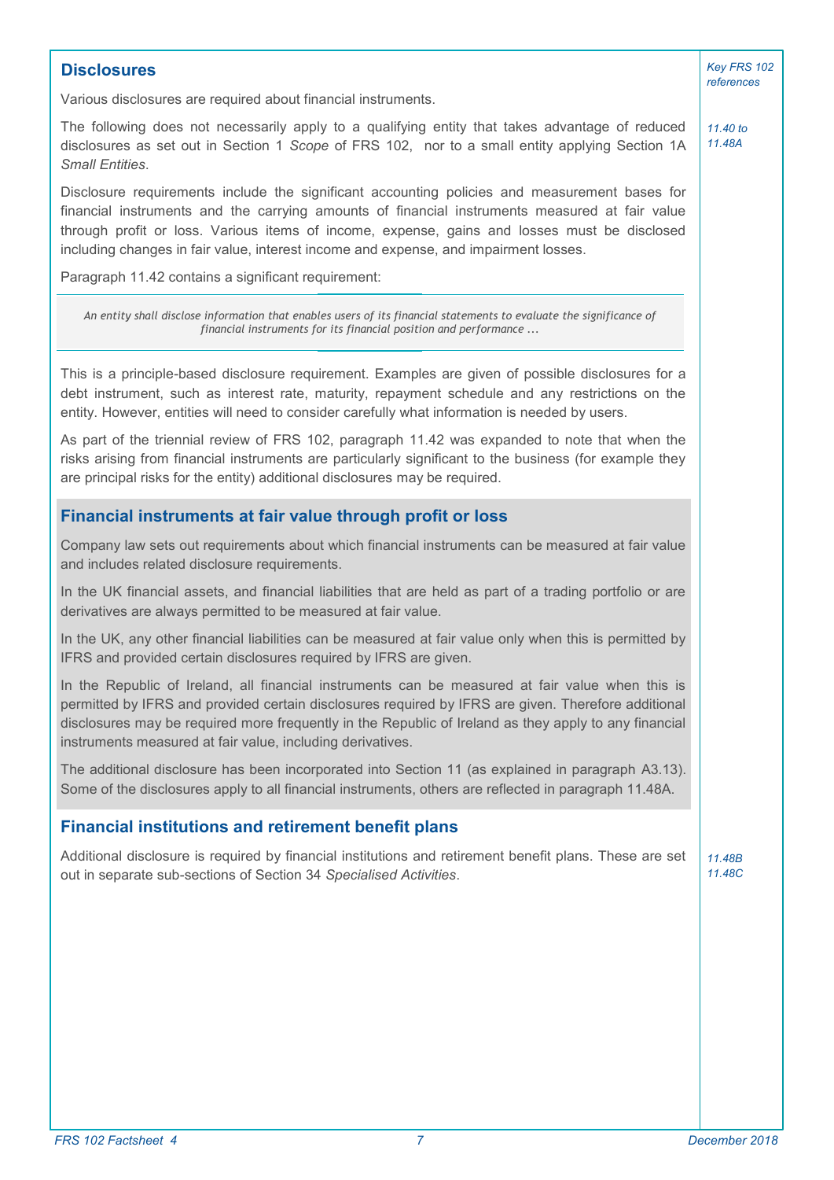## Disclosures

*Key FRS 102 references*

Various disclosures are required about financial instruments.

The following does not necessarily apply to a qualifying entity that takes advantage of reduced disclosures as set out in Section 1 *Scope* of FRS 102, nor to a small entity applying Section 1A *Small Entities*.

*11.40 to 11.48A*

Disclosure requirements include the significant accounting policies and measurement bases for financial instruments and the carrying amounts of financial instruments measured at fair value through profit or loss. Various items of income, expense, gains and losses must be disclosed including changes in fair value, interest income and expense, and impairment losses.

Paragraph 11.42 contains a significant requirement:

> *An entity shall disclose information that enables users of its financial statements to evaluate the significance of financial instruments for its financial position and performance ...*

This is a principle-based disclosure requirement. Examples are given of possible disclosures for a debt instrument, such as interest rate, maturity, repayment schedule and any restrictions on the entity. However, entities will need to consider carefully what information is needed by users.

As part of the triennial review of FRS 102, paragraph 11.42 was expanded to note that when the risks arising from financial instruments are particularly significant to the business (for example they are principal risks for the entity) additional disclosures may be required.

### Financial instruments at fair value through profit or loss

Company law sets out requirements about which financial instruments can be measured at fair value and includes related disclosure requirements.

In the UK financial assets, and financial liabilities that are held as part of a trading portfolio or are derivatives are always permitted to be measured at fair value.

In the UK, any other financial liabilities can be measured at fair value only when this is permitted by IFRS and provided certain disclosures required by IFRS are given.

In the Republic of Ireland, all financial instruments can be measured at fair value when this is permitted by IFRS and provided certain disclosures required by IFRS are given. Therefore additional disclosures may be required more frequently in the Republic of Ireland as they apply to any financial instruments measured at fair value, including derivatives.

The additional disclosure has been incorporated into Section 11 (as explained in paragraph A3.13). Some of the disclosures apply to all financial instruments, others are reflected in paragraph 11.48A.

### Financial institutions and retirement benefit plans

Additional disclosure is required by financial institutions and retirement benefit plans. These are set out in separate sub-sections of Section 34 *Specialised Activities*.

*11.48B*
*11.48C*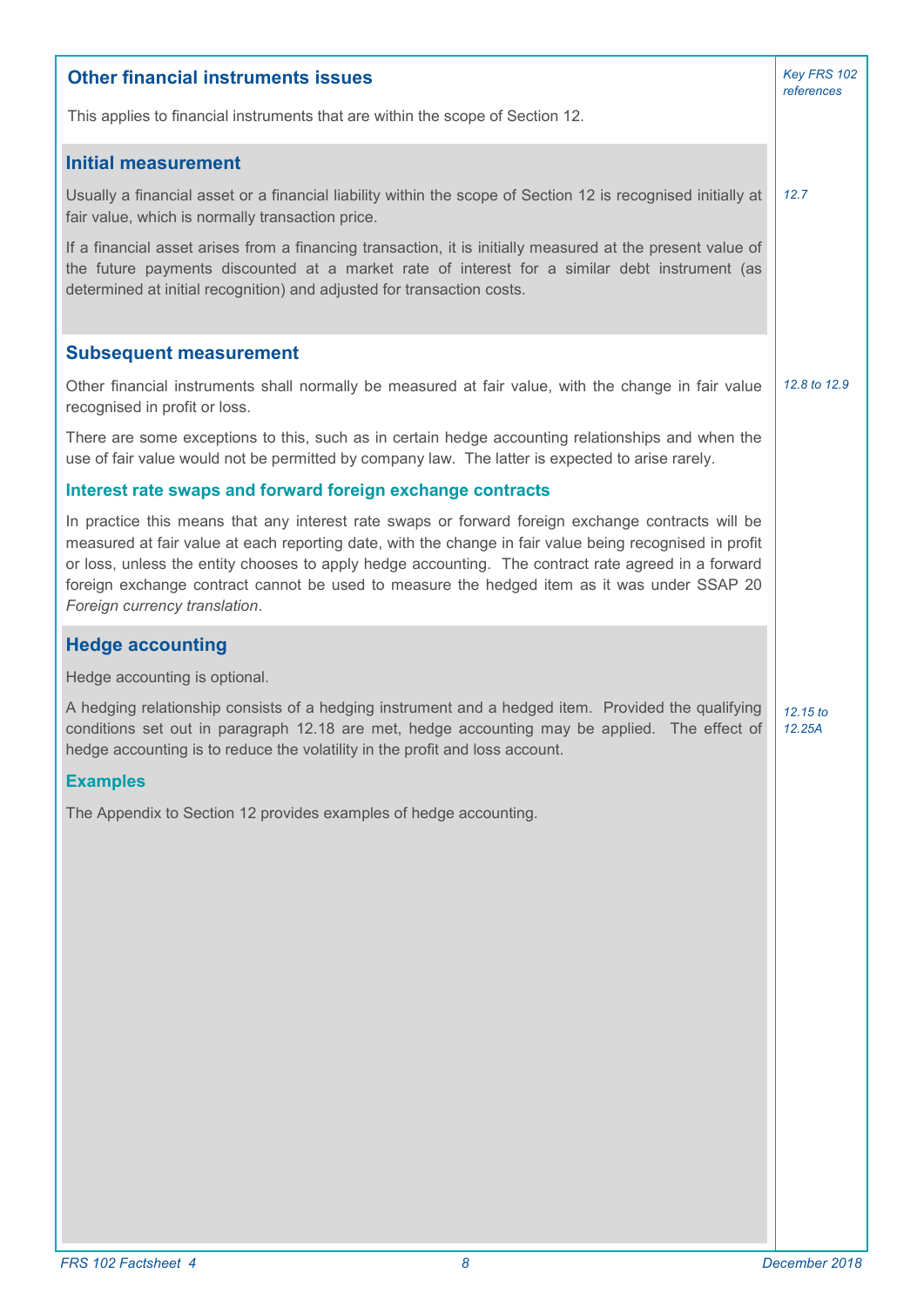## Other financial instruments issues

*Key FRS 102 references*

This applies to financial instruments that are within the scope of Section 12.

### Initial measurement

*12.7*

Usually a financial asset or a financial liability within the scope of Section 12 is recognised initially at fair value, which is normally transaction price.

If a financial asset arises from a financing transaction, it is initially measured at the present value of the future payments discounted at a market rate of interest for a similar debt instrument (as determined at initial recognition) and adjusted for transaction costs.

### Subsequent measurement

*12.8 to 12.9*

Other financial instruments shall normally be measured at fair value, with the change in fair value recognised in profit or loss.

There are some exceptions to this, such as in certain hedge accounting relationships and when the use of fair value would not be permitted by company law. The latter is expected to arise rarely.

#### Interest rate swaps and forward foreign exchange contracts

In practice this means that any interest rate swaps or forward foreign exchange contracts will be measured at fair value at each reporting date, with the change in fair value being recognised in profit or loss, unless the entity chooses to apply hedge accounting. The contract rate agreed in a forward foreign exchange contract cannot be used to measure the hedged item as it was under SSAP 20 *Foreign currency translation*.

### Hedge accounting

Hedge accounting is optional.

*12.15 to 12.25A*

A hedging relationship consists of a hedging instrument and a hedged item. Provided the qualifying conditions set out in paragraph 12.18 are met, hedge accounting may be applied. The effect of hedge accounting is to reduce the volatility in the profit and loss account.

#### Examples

The Appendix to Section 12 provides examples of hedge accounting.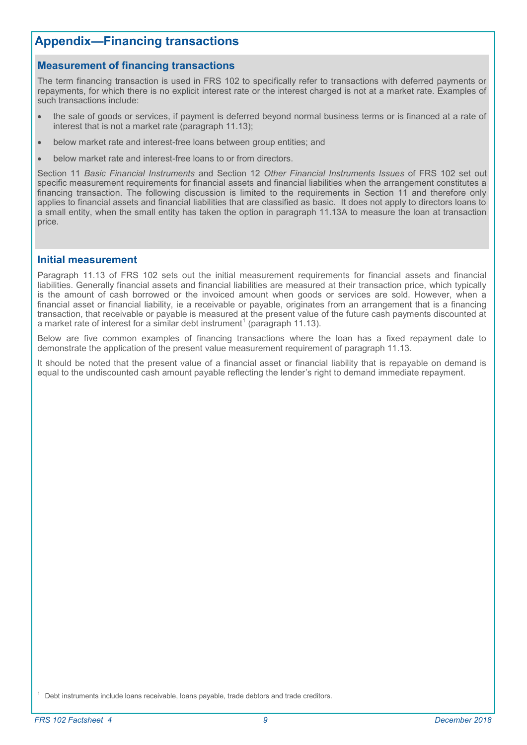## Appendix—Financing transactions

### Measurement of financing transactions

The term financing transaction is used in FRS 102 to specifically refer to transactions with deferred payments or repayments, for which there is no explicit interest rate or the interest charged is not at a market rate. Examples of such transactions include:

- the sale of goods or services, if payment is deferred beyond normal business terms or is financed at a rate of interest that is not a market rate (paragraph 11.13);
- below market rate and interest-free loans between group entities; and
- below market rate and interest-free loans to or from directors.

Section 11 *Basic Financial Instruments* and Section 12 *Other Financial Instruments Issues* of FRS 102 set out specific measurement requirements for financial assets and financial liabilities when the arrangement constitutes a financing transaction. The following discussion is limited to the requirements in Section 11 and therefore only applies to financial assets and financial liabilities that are classified as basic. It does not apply to directors loans to a small entity, when the small entity has taken the option in paragraph 11.13A to measure the loan at transaction price.

### Initial measurement

Paragraph 11.13 of FRS 102 sets out the initial measurement requirements for financial assets and financial liabilities. Generally financial assets and financial liabilities are measured at their transaction price, which typically is the amount of cash borrowed or the invoiced amount when goods or services are sold. However, when a financial asset or financial liability, ie a receivable or payable, originates from an arrangement that is a financing transaction, that receivable or payable is measured at the present value of the future cash payments discounted at a market rate of interest for a similar debt instrument[1] (paragraph 11.13).

Below are five common examples of financing transactions where the loan has a fixed repayment date to demonstrate the application of the present value measurement requirement of paragraph 11.13.

It should be noted that the present value of a financial asset or financial liability that is repayable on demand is equal to the undiscounted cash amount payable reflecting the lender's right to demand immediate repayment.

[1] Debt instruments include loans receivable, loans payable, trade debtors and trade creditors.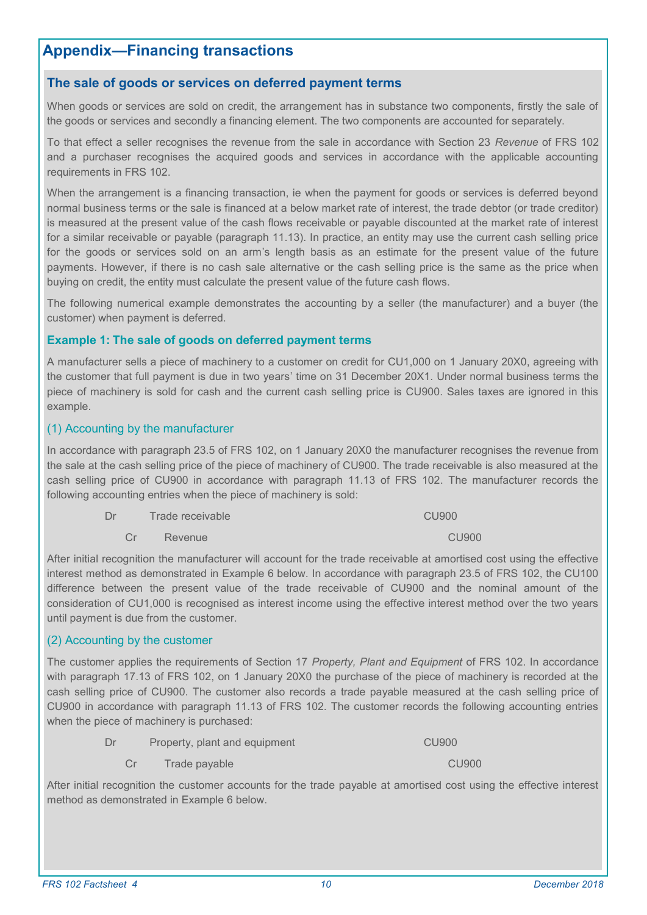## Appendix—Financing transactions

### The sale of goods or services on deferred payment terms

When goods or services are sold on credit, the arrangement has in substance two components, firstly the sale of the goods or services and secondly a financing element. The two components are accounted for separately.

To that effect a seller recognises the revenue from the sale in accordance with Section 23 *Revenue* of FRS 102 and a purchaser recognises the acquired goods and services in accordance with the applicable accounting requirements in FRS 102.

When the arrangement is a financing transaction, ie when the payment for goods or services is deferred beyond normal business terms or the sale is financed at a below market rate of interest, the trade debtor (or trade creditor) is measured at the present value of the cash flows receivable or payable discounted at the market rate of interest for a similar receivable or payable (paragraph 11.13). In practice, an entity may use the current cash selling price for the goods or services sold on an arm's length basis as an estimate for the present value of the future payments. However, if there is no cash sale alternative or the cash selling price is the same as the price when buying on credit, the entity must calculate the present value of the future cash flows.

The following numerical example demonstrates the accounting by a seller (the manufacturer) and a buyer (the customer) when payment is deferred.

#### Example 1: The sale of goods on deferred payment terms

A manufacturer sells a piece of machinery to a customer on credit for CU1,000 on 1 January 20X0, agreeing with the customer that full payment is due in two years' time on 31 December 20X1. Under normal business terms the piece of machinery is sold for cash and the current cash selling price is CU900. Sales taxes are ignored in this example.

##### (1) Accounting by the manufacturer

In accordance with paragraph 23.5 of FRS 102, on 1 January 20X0 the manufacturer recognises the revenue from the sale at the cash selling price of the piece of machinery of CU900. The trade receivable is also measured at the cash selling price of CU900 in accordance with paragraph 11.13 of FRS 102. The manufacturer records the following accounting entries when the piece of machinery is sold:

| | | Dr | Cr |
|---|---|---|---|
| Dr | Trade receivable | CU900 | |
| Cr | Revenue | | CU900 |

After initial recognition the manufacturer will account for the trade receivable at amortised cost using the effective interest method as demonstrated in Example 6 below. In accordance with paragraph 23.5 of FRS 102, the CU100 difference between the present value of the trade receivable of CU900 and the nominal amount of the consideration of CU1,000 is recognised as interest income using the effective interest method over the two years until payment is due from the customer.

##### (2) Accounting by the customer

The customer applies the requirements of Section 17 *Property, Plant and Equipment* of FRS 102. In accordance with paragraph 17.13 of FRS 102, on 1 January 20X0 the purchase of the piece of machinery is recorded at the cash selling price of CU900. The customer also records a trade payable measured at the cash selling price of CU900 in accordance with paragraph 11.13 of FRS 102. The customer records the following accounting entries when the piece of machinery is purchased:

| | | Dr | Cr |
|---|---|---|---|
| Dr | Property, plant and equipment | CU900 | |
| Cr | Trade payable | | CU900 |

After initial recognition the customer accounts for the trade payable at amortised cost using the effective interest method as demonstrated in Example 6 below.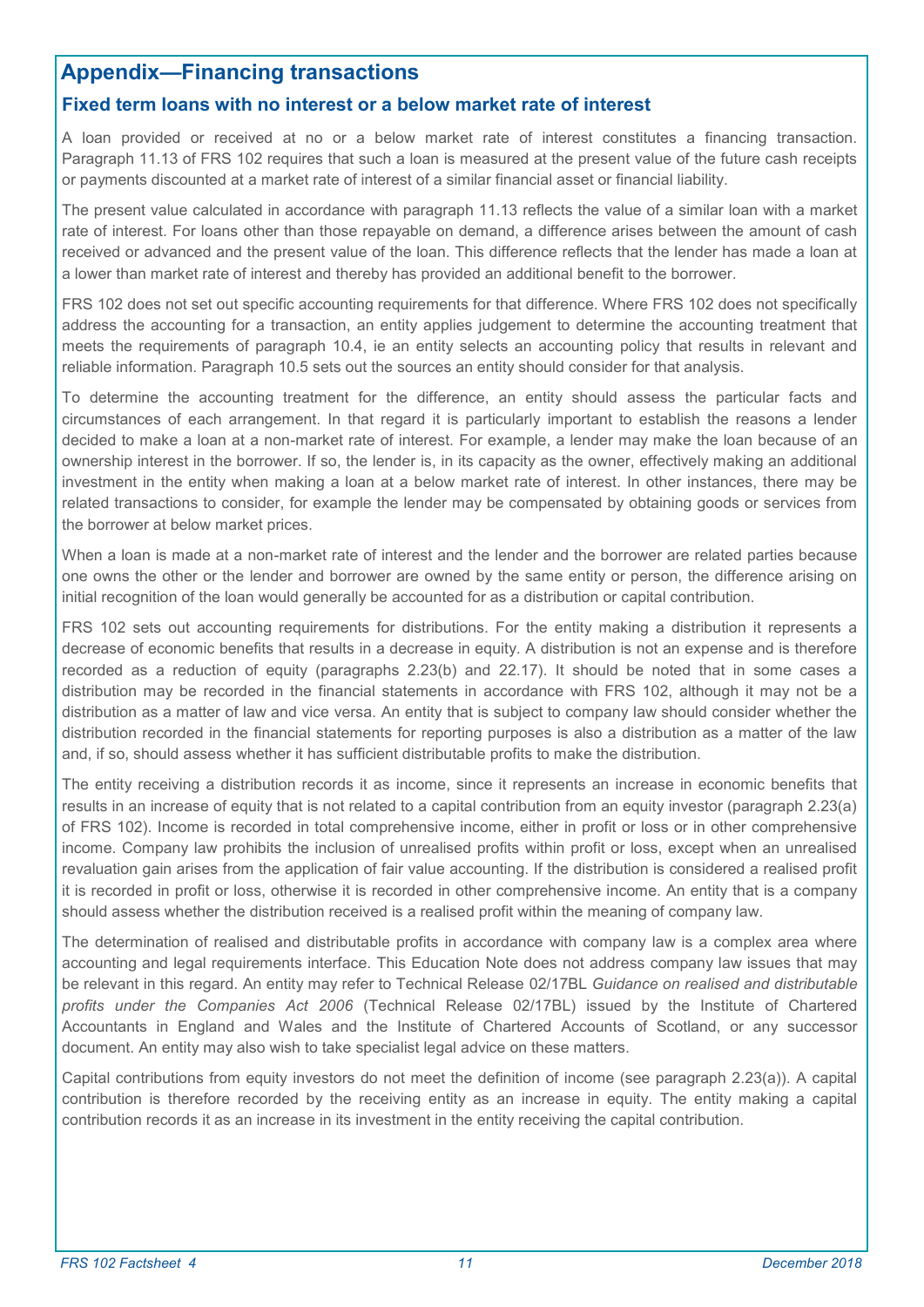## Appendix—Financing transactions

### Fixed term loans with no interest or a below market rate of interest

A loan provided or received at no or a below market rate of interest constitutes a financing transaction. Paragraph 11.13 of FRS 102 requires that such a loan is measured at the present value of the future cash receipts or payments discounted at a market rate of interest of a similar financial asset or financial liability.

The present value calculated in accordance with paragraph 11.13 reflects the value of a similar loan with a market rate of interest. For loans other than those repayable on demand, a difference arises between the amount of cash received or advanced and the present value of the loan. This difference reflects that the lender has made a loan at a lower than market rate of interest and thereby has provided an additional benefit to the borrower.

FRS 102 does not set out specific accounting requirements for that difference. Where FRS 102 does not specifically address the accounting for a transaction, an entity applies judgement to determine the accounting treatment that meets the requirements of paragraph 10.4, ie an entity selects an accounting policy that results in relevant and reliable information. Paragraph 10.5 sets out the sources an entity should consider for that analysis.

To determine the accounting treatment for the difference, an entity should assess the particular facts and circumstances of each arrangement. In that regard it is particularly important to establish the reasons a lender decided to make a loan at a non-market rate of interest. For example, a lender may make the loan because of an ownership interest in the borrower. If so, the lender is, in its capacity as the owner, effectively making an additional investment in the entity when making a loan at a below market rate of interest. In other instances, there may be related transactions to consider, for example the lender may be compensated by obtaining goods or services from the borrower at below market prices.

When a loan is made at a non-market rate of interest and the lender and the borrower are related parties because one owns the other or the lender and borrower are owned by the same entity or person, the difference arising on initial recognition of the loan would generally be accounted for as a distribution or capital contribution.

FRS 102 sets out accounting requirements for distributions. For the entity making a distribution it represents a decrease of economic benefits that results in a decrease in equity. A distribution is not an expense and is therefore recorded as a reduction of equity (paragraphs 2.23(b) and 22.17). It should be noted that in some cases a distribution may be recorded in the financial statements in accordance with FRS 102, although it may not be a distribution as a matter of law and vice versa. An entity that is subject to company law should consider whether the distribution recorded in the financial statements for reporting purposes is also a distribution as a matter of the law and, if so, should assess whether it has sufficient distributable profits to make the distribution.

The entity receiving a distribution records it as income, since it represents an increase in economic benefits that results in an increase of equity that is not related to a capital contribution from an equity investor (paragraph 2.23(a) of FRS 102). Income is recorded in total comprehensive income, either in profit or loss or in other comprehensive income. Company law prohibits the inclusion of unrealised profits within profit or loss, except when an unrealised revaluation gain arises from the application of fair value accounting. If the distribution is considered a realised profit it is recorded in profit or loss, otherwise it is recorded in other comprehensive income. An entity that is a company should assess whether the distribution received is a realised profit within the meaning of company law.

The determination of realised and distributable profits in accordance with company law is a complex area where accounting and legal requirements interface. This Education Note does not address company law issues that may be relevant in this regard. An entity may refer to Technical Release 02/17BL *Guidance on realised and distributable profits under the Companies Act 2006* (Technical Release 02/17BL) issued by the Institute of Chartered Accountants in England and Wales and the Institute of Chartered Accounts of Scotland, or any successor document. An entity may also wish to take specialist legal advice on these matters.

Capital contributions from equity investors do not meet the definition of income (see paragraph 2.23(a)). A capital contribution is therefore recorded by the receiving entity as an increase in equity. The entity making a capital contribution records it as an increase in its investment in the entity receiving the capital contribution.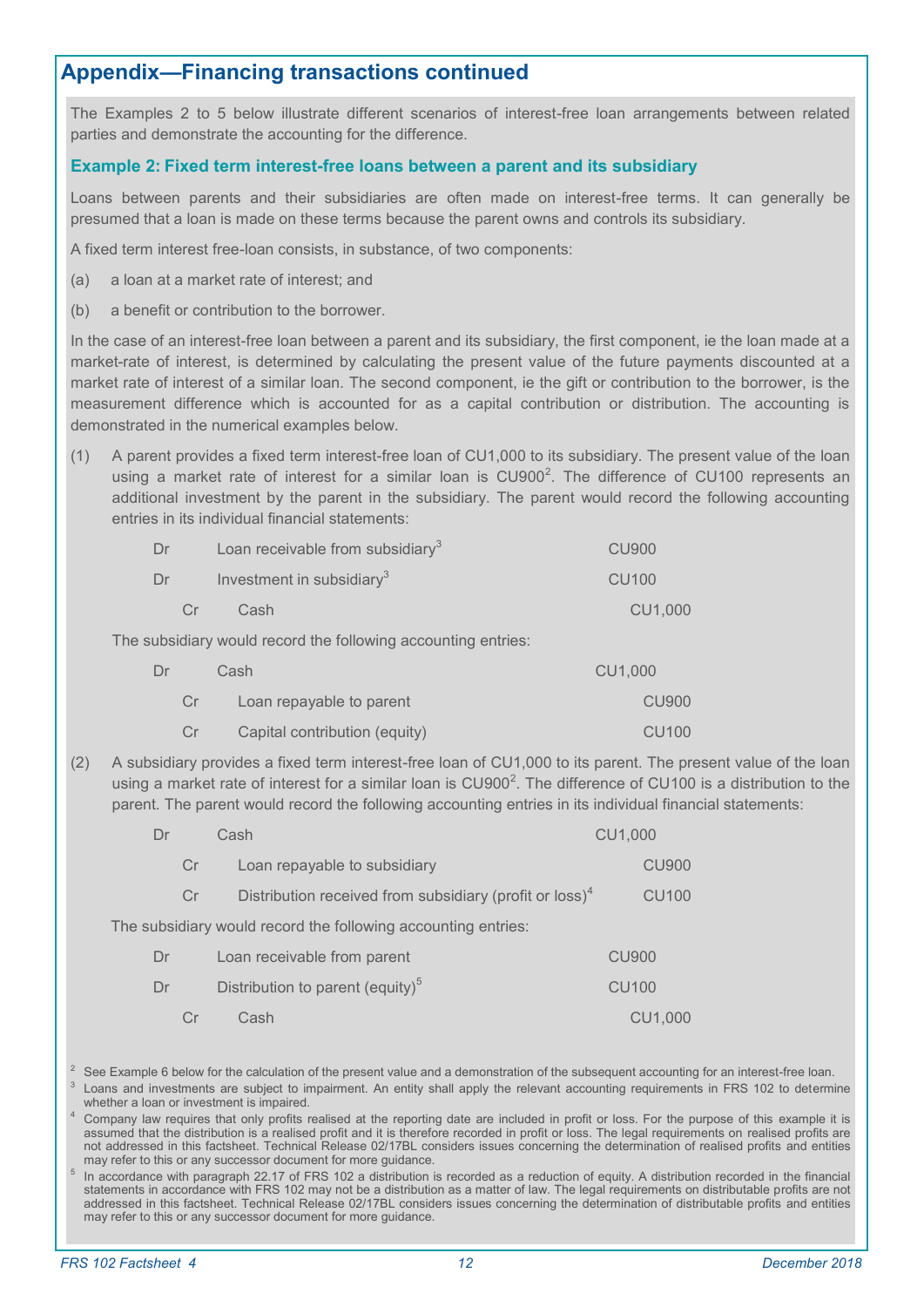## Appendix—Financing transactions continued

The Examples 2 to 5 below illustrate different scenarios of interest-free loan arrangements between related parties and demonstrate the accounting for the difference.

### Example 2: Fixed term interest-free loans between a parent and its subsidiary

Loans between parents and their subsidiaries are often made on interest-free terms. It can generally be presumed that a loan is made on these terms because the parent owns and controls its subsidiary.

A fixed term interest free-loan consists, in substance, of two components:

(a) a loan at a market rate of interest; and

(b) a benefit or contribution to the borrower.

In the case of an interest-free loan between a parent and its subsidiary, the first component, ie the loan made at a market-rate of interest, is determined by calculating the present value of the future payments discounted at a market rate of interest of a similar loan. The second component, ie the gift or contribution to the borrower, is the measurement difference which is accounted for as a capital contribution or distribution. The accounting is demonstrated in the numerical examples below.

(1) A parent provides a fixed term interest-free loan of CU1,000 to its subsidiary. The present value of the loan using a market rate of interest for a similar loan is CU900[2]. The difference of CU100 represents an additional investment by the parent in the subsidiary. The parent would record the following accounting entries in its individual financial statements:

| | | | |
|---|---|---|---|
| Dr | Loan receivable from subsidiary[3] | CU900 | |
| Dr | Investment in subsidiary[3] | CU100 | |
| Cr | Cash | | CU1,000 |

The subsidiary would record the following accounting entries:

| | | | |
|---|---|---|---|
| Dr | Cash | CU1,000 | |
| Cr | Loan repayable to parent | | CU900 |
| Cr | Capital contribution (equity) | | CU100 |

(2) A subsidiary provides a fixed term interest-free loan of CU1,000 to its parent. The present value of the loan using a market rate of interest for a similar loan is CU900[2]. The difference of CU100 is a distribution to the parent. The parent would record the following accounting entries in its individual financial statements:

| | | | |
|---|---|---|---|
| Dr | Cash | CU1,000 | |
| Cr | Loan repayable to subsidiary | | CU900 |
| Cr | Distribution received from subsidiary (profit or loss)[4] | | CU100 |

The subsidiary would record the following accounting entries:

| | | | |
|---|---|---|---|
| Dr | Loan receivable from parent | CU900 | |
| Dr | Distribution to parent (equity)[5] | CU100 | |
| Cr | Cash | | CU1,000 |

[2] See Example 6 below for the calculation of the present value and a demonstration of the subsequent accounting for an interest-free loan.

[3] Loans and investments are subject to impairment. An entity shall apply the relevant accounting requirements in FRS 102 to determine whether a loan or investment is impaired.

[4] Company law requires that only profits realised at the reporting date are included in profit or loss. For the purpose of this example it is assumed that the distribution is a realised profit and it is therefore recorded in profit or loss. The legal requirements on realised profits are not addressed in this factsheet. Technical Release 02/17BL considers issues concerning the determination of realised profits and entities may refer to this or any successor document for more guidance.

[5] In accordance with paragraph 22.17 of FRS 102 a distribution is recorded as a reduction of equity. A distribution recorded in the financial statements in accordance with FRS 102 may not be a distribution as a matter of law. The legal requirements on distributable profits are not addressed in this factsheet. Technical Release 02/17BL considers issues concerning the determination of distributable profits and entities may refer to this or any successor document for more guidance.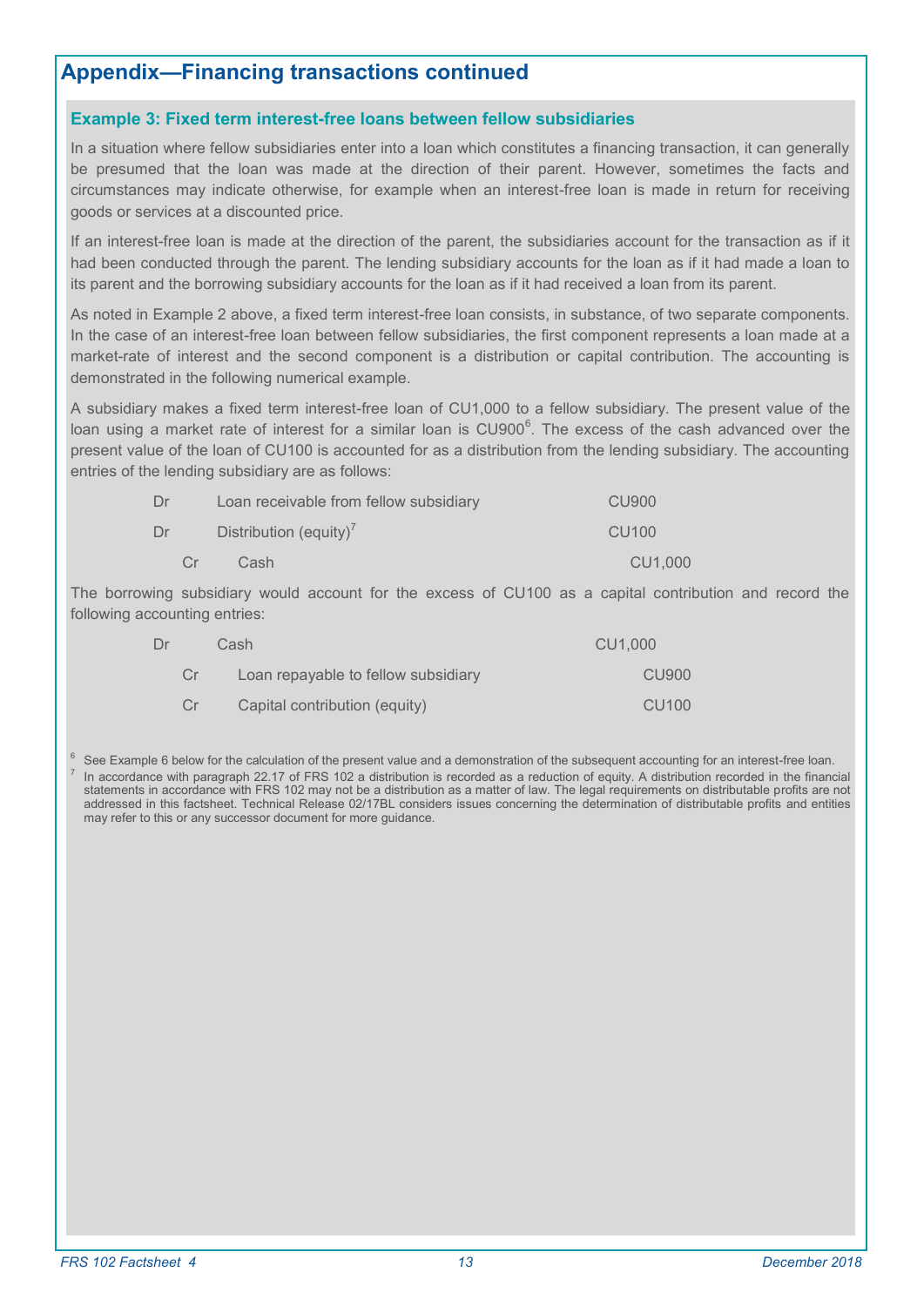## Appendix—Financing transactions continued

### Example 3: Fixed term interest-free loans between fellow subsidiaries

In a situation where fellow subsidiaries enter into a loan which constitutes a financing transaction, it can generally be presumed that the loan was made at the direction of their parent. However, sometimes the facts and circumstances may indicate otherwise, for example when an interest-free loan is made in return for receiving goods or services at a discounted price.

If an interest-free loan is made at the direction of the parent, the subsidiaries account for the transaction as if it had been conducted through the parent. The lending subsidiary accounts for the loan as if it had made a loan to its parent and the borrowing subsidiary accounts for the loan as if it had received a loan from its parent.

As noted in Example 2 above, a fixed term interest-free loan consists, in substance, of two separate components. In the case of an interest-free loan between fellow subsidiaries, the first component represents a loan made at a market-rate of interest and the second component is a distribution or capital contribution. The accounting is demonstrated in the following numerical example.

A subsidiary makes a fixed term interest-free loan of CU1,000 to a fellow subsidiary. The present value of the loan using a market rate of interest for a similar loan is CU900[6]. The excess of the cash advanced over the present value of the loan of CU100 is accounted for as a distribution from the lending subsidiary. The accounting entries of the lending subsidiary are as follows:

| | | | |
|---|---|---|---|
| Dr | Loan receivable from fellow subsidiary | CU900 | |
| Dr | Distribution (equity)[7] | CU100 | |
| Cr | Cash | | CU1,000 |

The borrowing subsidiary would account for the excess of CU100 as a capital contribution and record the following accounting entries:

| | | | |
|---|---|---|---|
| Dr | Cash | CU1,000 | |
| Cr | Loan repayable to fellow subsidiary | | CU900 |
| Cr | Capital contribution (equity) | | CU100 |

[6] See Example 6 below for the calculation of the present value and a demonstration of the subsequent accounting for an interest-free loan.

[7] In accordance with paragraph 22.17 of FRS 102 a distribution is recorded as a reduction of equity. A distribution recorded in the financial statements in accordance with FRS 102 may not be a distribution as a matter of law. The legal requirements on distributable profits are not addressed in this factsheet. Technical Release 02/17BL considers issues concerning the determination of distributable profits and entities may refer to this or any successor document for more guidance.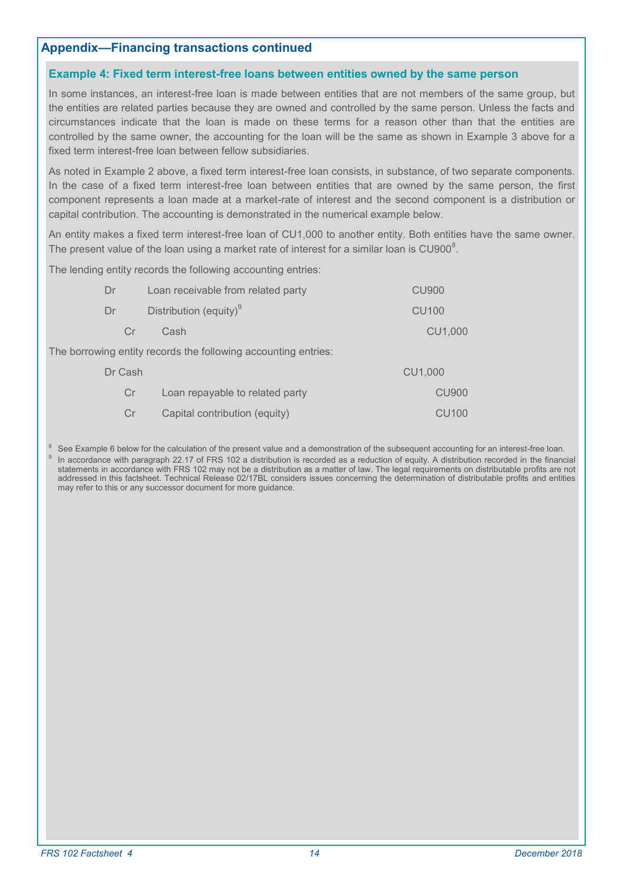## Appendix—Financing transactions continued

### Example 4: Fixed term interest-free loans between entities owned by the same person

In some instances, an interest-free loan is made between entities that are not members of the same group, but the entities are related parties because they are owned and controlled by the same person. Unless the facts and circumstances indicate that the loan is made on these terms for a reason other than that the entities are controlled by the same owner, the accounting for the loan will be the same as shown in Example 3 above for a fixed term interest-free loan between fellow subsidiaries.

As noted in Example 2 above, a fixed term interest-free loan consists, in substance, of two separate components. In the case of a fixed term interest-free loan between entities that are owned by the same person, the first component represents a loan made at a market-rate of interest and the second component is a distribution or capital contribution. The accounting is demonstrated in the numerical example below.

An entity makes a fixed term interest-free loan of CU1,000 to another entity. Both entities have the same owner. The present value of the loan using a market rate of interest for a similar loan is CU900[8].

The lending entity records the following accounting entries:

| | | Dr | Cr |
|---|---|---|---|
| Dr | Loan receivable from related party | CU900 | |
| Dr | Distribution (equity)[9] | CU100 | |
| Cr | Cash | | CU1,000 |

The borrowing entity records the following accounting entries:

| | | Dr | Cr |
|---|---|---|---|
| Dr | Cash | CU1,000 | |
| Cr | Loan repayable to related party | | CU900 |
| Cr | Capital contribution (equity) | | CU100 |

[8] See Example 6 below for the calculation of the present value and a demonstration of the subsequent accounting for an interest-free loan.

[9] In accordance with paragraph 22.17 of FRS 102 a distribution is recorded as a reduction of equity. A distribution recorded in the financial statements in accordance with FRS 102 may not be a distribution as a matter of law. The legal requirements on distributable profits are not addressed in this factsheet. Technical Release 02/17BL considers issues concerning the determination of distributable profits and entities may refer to this or any successor document for more guidance.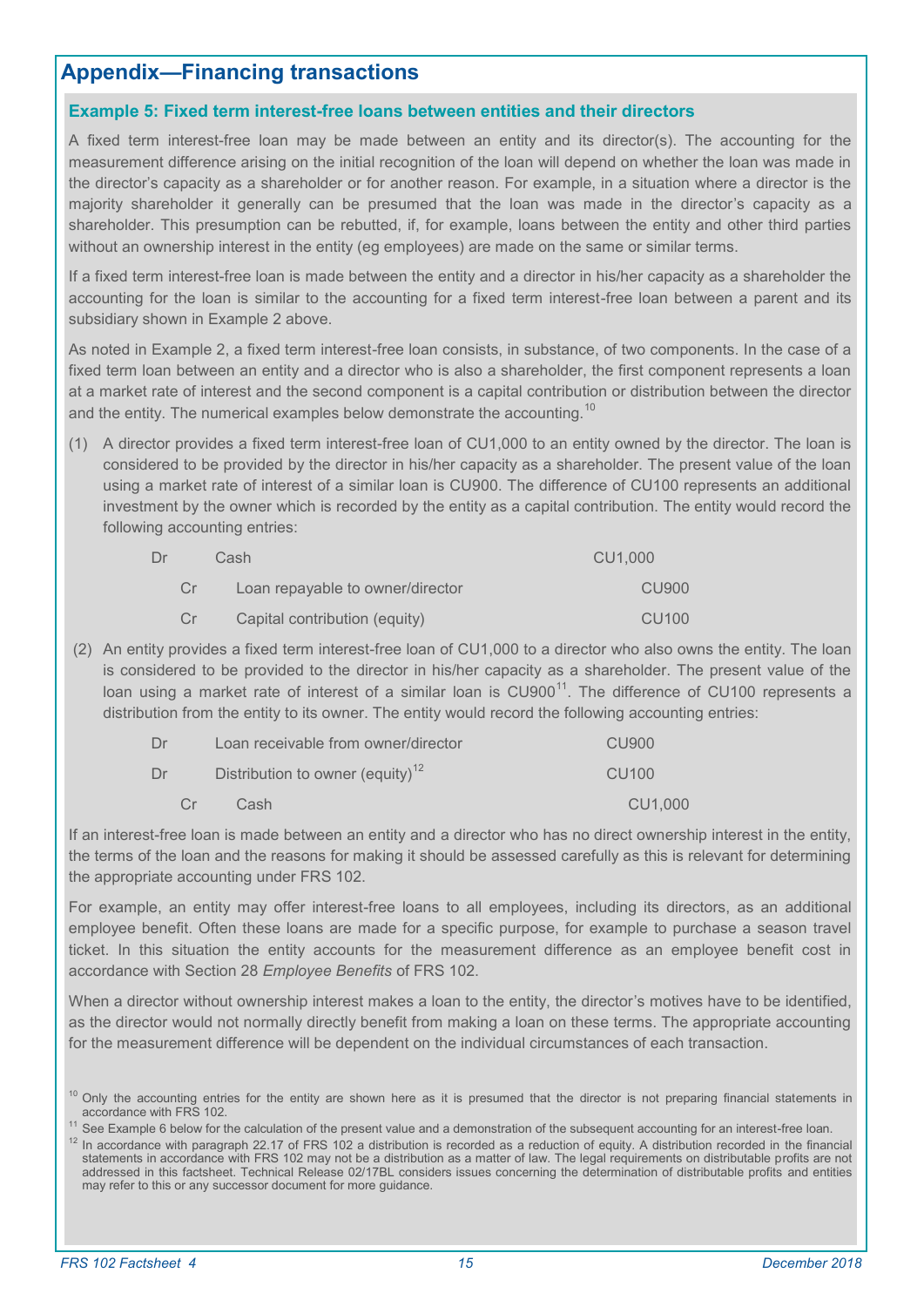## Appendix—Financing transactions

### Example 5: Fixed term interest-free loans between entities and their directors

A fixed term interest-free loan may be made between an entity and its director(s). The accounting for the measurement difference arising on the initial recognition of the loan will depend on whether the loan was made in the director's capacity as a shareholder or for another reason. For example, in a situation where a director is the majority shareholder it generally can be presumed that the loan was made in the director's capacity as a shareholder. This presumption can be rebutted, if, for example, loans between the entity and other third parties without an ownership interest in the entity (eg employees) are made on the same or similar terms.

If a fixed term interest-free loan is made between the entity and a director in his/her capacity as a shareholder the accounting for the loan is similar to the accounting for a fixed term interest-free loan between a parent and its subsidiary shown in Example 2 above.

As noted in Example 2, a fixed term interest-free loan consists, in substance, of two components. In the case of a fixed term loan between an entity and a director who is also a shareholder, the first component represents a loan at a market rate of interest and the second component is a capital contribution or distribution between the director and the entity. The numerical examples below demonstrate the accounting.[10]

(1) A director provides a fixed term interest-free loan of CU1,000 to an entity owned by the director. The loan is considered to be provided by the director in his/her capacity as a shareholder. The present value of the loan using a market rate of interest of a similar loan is CU900. The difference of CU100 represents an additional investment by the owner which is recorded by the entity as a capital contribution. The entity would record the following accounting entries:

| | | Dr | Cr |
|---|---|---|---|
| Dr | Cash | CU1,000 | |
| Cr | Loan repayable to owner/director | | CU900 |
| Cr | Capital contribution (equity) | | CU100 |

(2) An entity provides a fixed term interest-free loan of CU1,000 to a director who also owns the entity. The loan is considered to be provided to the director in his/her capacity as a shareholder. The present value of the loan using a market rate of interest of a similar loan is CU900[11]. The difference of CU100 represents a distribution from the entity to its owner. The entity would record the following accounting entries:

| | | Dr | Cr |
|---|---|---|---|
| Dr | Loan receivable from owner/director | CU900 | |
| Dr | Distribution to owner (equity)[12] | CU100 | |
| Cr | Cash | | CU1,000 |

If an interest-free loan is made between an entity and a director who has no direct ownership interest in the entity, the terms of the loan and the reasons for making it should be assessed carefully as this is relevant for determining the appropriate accounting under FRS 102.

For example, an entity may offer interest-free loans to all employees, including its directors, as an additional employee benefit. Often these loans are made for a specific purpose, for example to purchase a season travel ticket. In this situation the entity accounts for the measurement difference as an employee benefit cost in accordance with Section 28 *Employee Benefits* of FRS 102.

When a director without ownership interest makes a loan to the entity, the director's motives have to be identified, as the director would not normally directly benefit from making a loan on these terms. The appropriate accounting for the measurement difference will be dependent on the individual circumstances of each transaction.

[10] Only the accounting entries for the entity are shown here as it is presumed that the director is not preparing financial statements in accordance with FRS 102.

[11] See Example 6 below for the calculation of the present value and a demonstration of the subsequent accounting for an interest-free loan.

[12] In accordance with paragraph 22.17 of FRS 102 a distribution is recorded as a reduction of equity. A distribution recorded in the financial statements in accordance with FRS 102 may not be a distribution as a matter of law. The legal requirements on distributable profits are not addressed in this factsheet. Technical Release 02/17BL considers issues concerning the determination of distributable profits and entities may refer to this or any successor document for more guidance.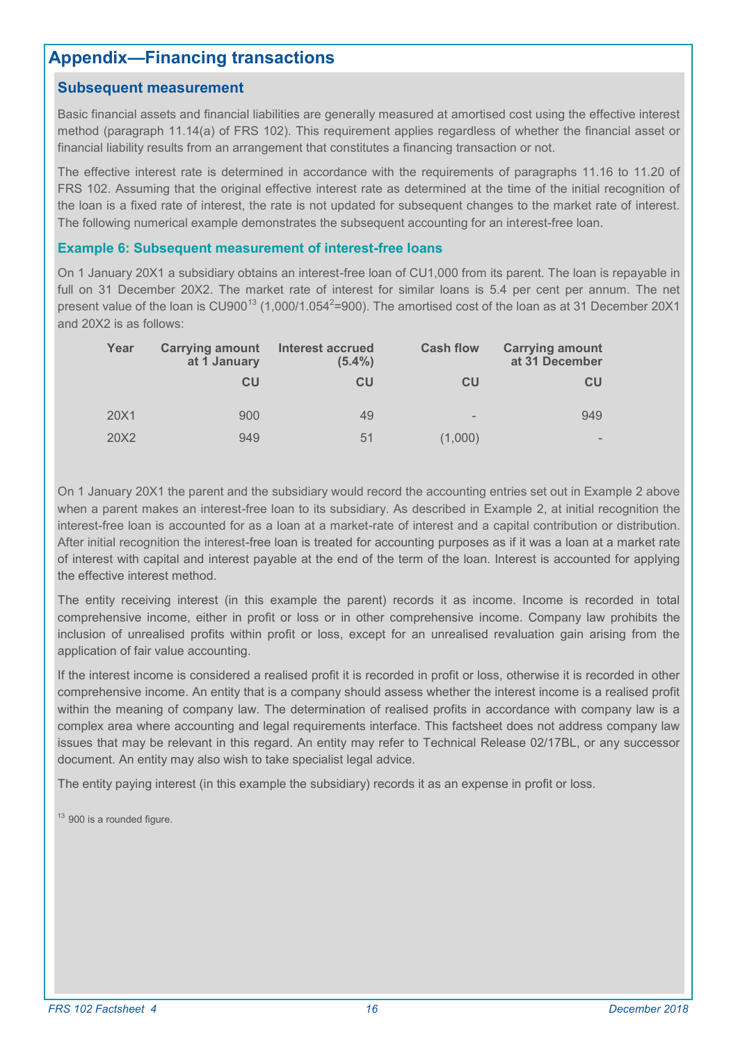## Appendix—Financing transactions

### Subsequent measurement

Basic financial assets and financial liabilities are generally measured at amortised cost using the effective interest method (paragraph 11.14(a) of FRS 102). This requirement applies regardless of whether the financial asset or financial liability results from an arrangement that constitutes a financing transaction or not.

The effective interest rate is determined in accordance with the requirements of paragraphs 11.16 to 11.20 of FRS 102. Assuming that the original effective interest rate as determined at the time of the initial recognition of the loan is a fixed rate of interest, the rate is not updated for subsequent changes to the market rate of interest. The following numerical example demonstrates the subsequent accounting for an interest-free loan.

#### Example 6: Subsequent measurement of interest-free loans

On 1 January 20X1 a subsidiary obtains an interest-free loan of CU1,000 from its parent. The loan is repayable in full on 31 December 20X2. The market rate of interest for similar loans is 5.4 per cent per annum. The net present value of the loan is CU900[13] ($1{,}000/1.054^2=900$). The amortised cost of the loan as at 31 December 20X1 and 20X2 is as follows:

| Year | Carrying amount at 1 January | Interest accrued (5.4%) | Cash flow | Carrying amount at 31 December |
|---|---|---|---|---|
| | CU | CU | CU | CU |
| 20X1 | 900 | 49 | - | 949 |
| 20X2 | 949 | 51 | (1,000) | - |

On 1 January 20X1 the parent and the subsidiary would record the accounting entries set out in Example 2 above when a parent makes an interest-free loan to its subsidiary. As described in Example 2, at initial recognition the interest-free loan is accounted for as a loan at a market-rate of interest and a capital contribution or distribution. After initial recognition the interest-free loan is treated for accounting purposes as if it was a loan at a market rate of interest with capital and interest payable at the end of the term of the loan. Interest is accounted for applying the effective interest method.

The entity receiving interest (in this example the parent) records it as income. Income is recorded in total comprehensive income, either in profit or loss or in other comprehensive income. Company law prohibits the inclusion of unrealised profits within profit or loss, except for an unrealised revaluation gain arising from the application of fair value accounting.

If the interest income is considered a realised profit it is recorded in profit or loss, otherwise it is recorded in other comprehensive income. An entity that is a company should assess whether the interest income is a realised profit within the meaning of company law. The determination of realised profits in accordance with company law is a complex area where accounting and legal requirements interface. This factsheet does not address company law issues that may be relevant in this regard. An entity may refer to Technical Release 02/17BL, or any successor document. An entity may also wish to take specialist legal advice.

The entity paying interest (in this example the subsidiary) records it as an expense in profit or loss.

[13] 900 is a rounded figure.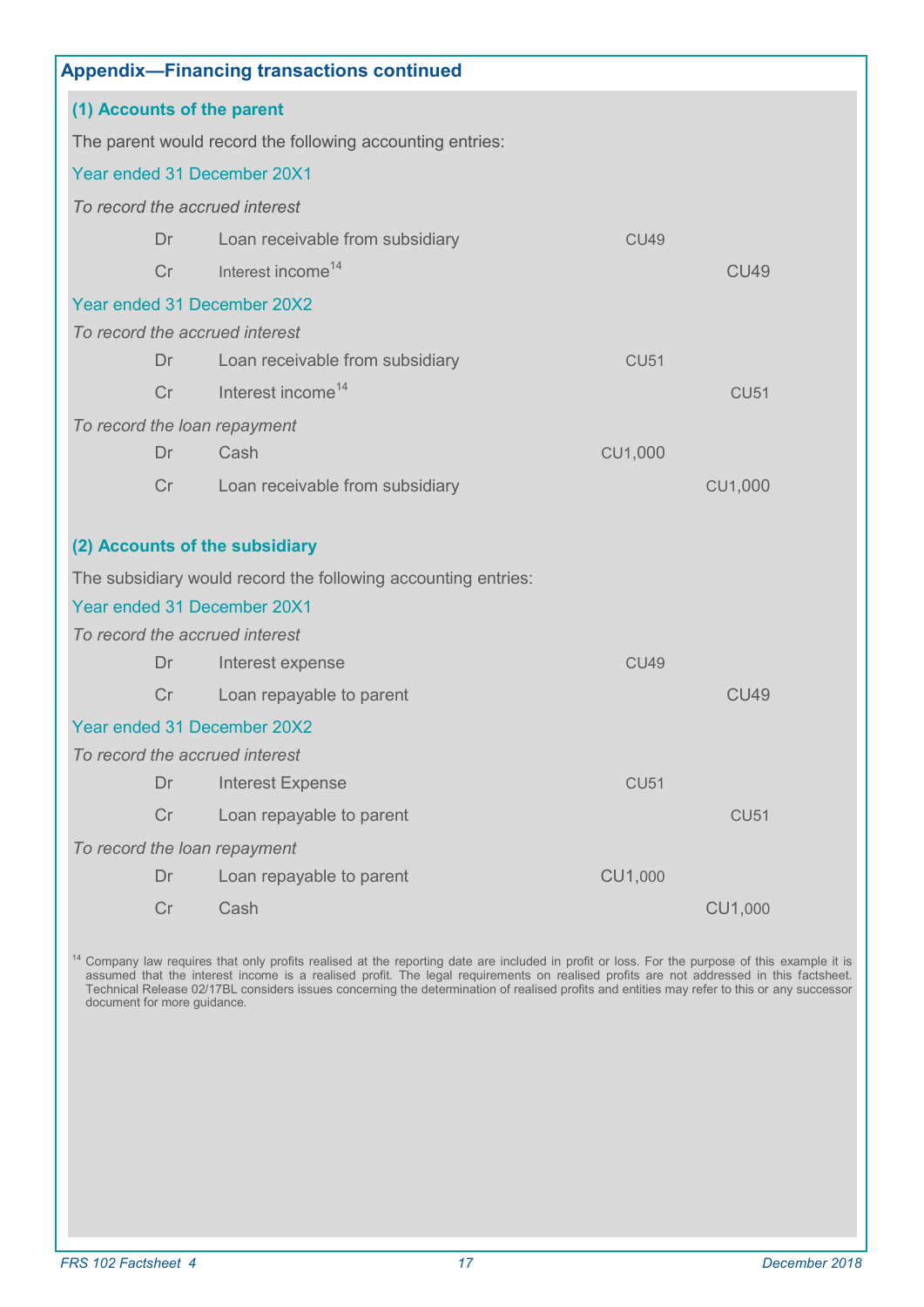## Appendix—Financing transactions continued

### (1) Accounts of the parent

The parent would record the following accounting entries:

**Year ended 31 December 20X1**

*To record the accrued interest*

| | | | |
|---|---|---|---|
| Dr | Loan receivable from subsidiary | CU49 | |
| Cr | Interest income[14] | | CU49 |

**Year ended 31 December 20X2**

*To record the accrued interest*

| | | | |
|---|---|---|---|
| Dr | Loan receivable from subsidiary | CU51 | |
| Cr | Interest income[14] | | CU51 |

*To record the loan repayment*

| | | | |
|---|---|---|---|
| Dr | Cash | CU1,000 | |
| Cr | Loan receivable from subsidiary | | CU1,000 |

### (2) Accounts of the subsidiary

The subsidiary would record the following accounting entries:

**Year ended 31 December 20X1**

*To record the accrued interest*

| | | | |
|---|---|---|---|
| Dr | Interest expense | CU49 | |
| Cr | Loan repayable to parent | | CU49 |

**Year ended 31 December 20X2**

*To record the accrued interest*

| | | | |
|---|---|---|---|
| Dr | Interest Expense | CU51 | |
| Cr | Loan repayable to parent | | CU51 |

*To record the loan repayment*

| | | | |
|---|---|---|---|
| Dr | Loan repayable to parent | CU1,000 | |
| Cr | Cash | | CU1,000 |

[14] Company law requires that only profits realised at the reporting date are included in profit or loss. For the purpose of this example it is assumed that the interest income is a realised profit. The legal requirements on realised profits are not addressed in this factsheet. Technical Release 02/17BL considers issues concerning the determination of realised profits and entities may refer to this or any successor document for more guidance.